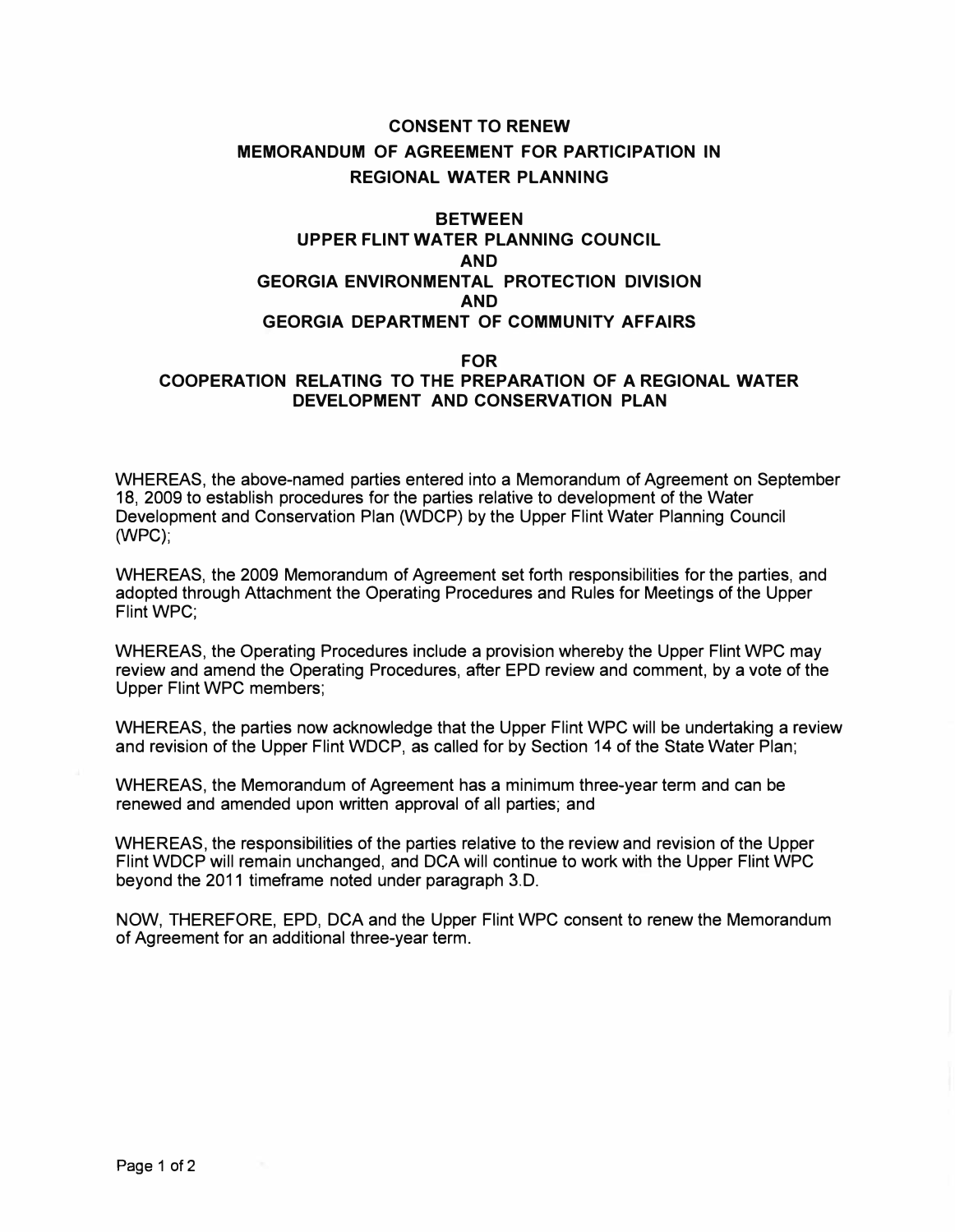# CONSENT TO RENEW MEMORANDUM OF AGREEMENT FOR PARTICIPATION IN REGIONAL WATER PLANNING

## BETWEEN UPPER FLINT WATER PLANNING COUNCIL AND GEORGIA ENVIRONMENTAL PROTECTION DIVISION AND GEORGIA DEPARTMENT OF COMMUNITY AFFAIRS

## FOR COOPERATION RELATING TO THE PREPARATION OF A REGIONAL WATER DEVELOPMENT AND CONSERVATION PLAN

WHEREAS, the above-named parties entered into a Memorandum of Agreement on September 18, 2009 to establish procedures for the parties relative to development of the Water Development and Conservation Plan (WDCP) by the Upper Flint Water Planning Council (WPC);

WHEREAS, the 2009 Memorandum of Agreement set forth responsibilities for the parties, and adopted through Attachment the Operating Procedures and Rules for Meetings of the Upper Flint WPC;

WHEREAS, the Operating Procedures include a provision whereby the Upper Flint WPC may review and amend the Operating Procedures, after EPD review and comment, by a vote of the Upper Flint WPC members;

WHEREAS, the parties now acknowledge that the Upper Flint WPC will be undertaking a review and revision of the Upper Flint WDCP, as called for by Section 14 of the State Water Plan;

WHEREAS, the Memorandum of Agreement has a minimum three-year term and can be renewed and amended upon written approval of all parties; and

WHEREAS, the responsibilities of the parties relative to the review and revision of the Upper Flint WDCP will remain unchanged, and DCA will continue to work with the Upper Flint WPC beyond the 2011 timeframe noted under paragraph 3.D.

NOW, THEREFORE, EPD, DCA and the Upper Flint WPC consent to renew the Memorandum of Agreement for an additional three-year term.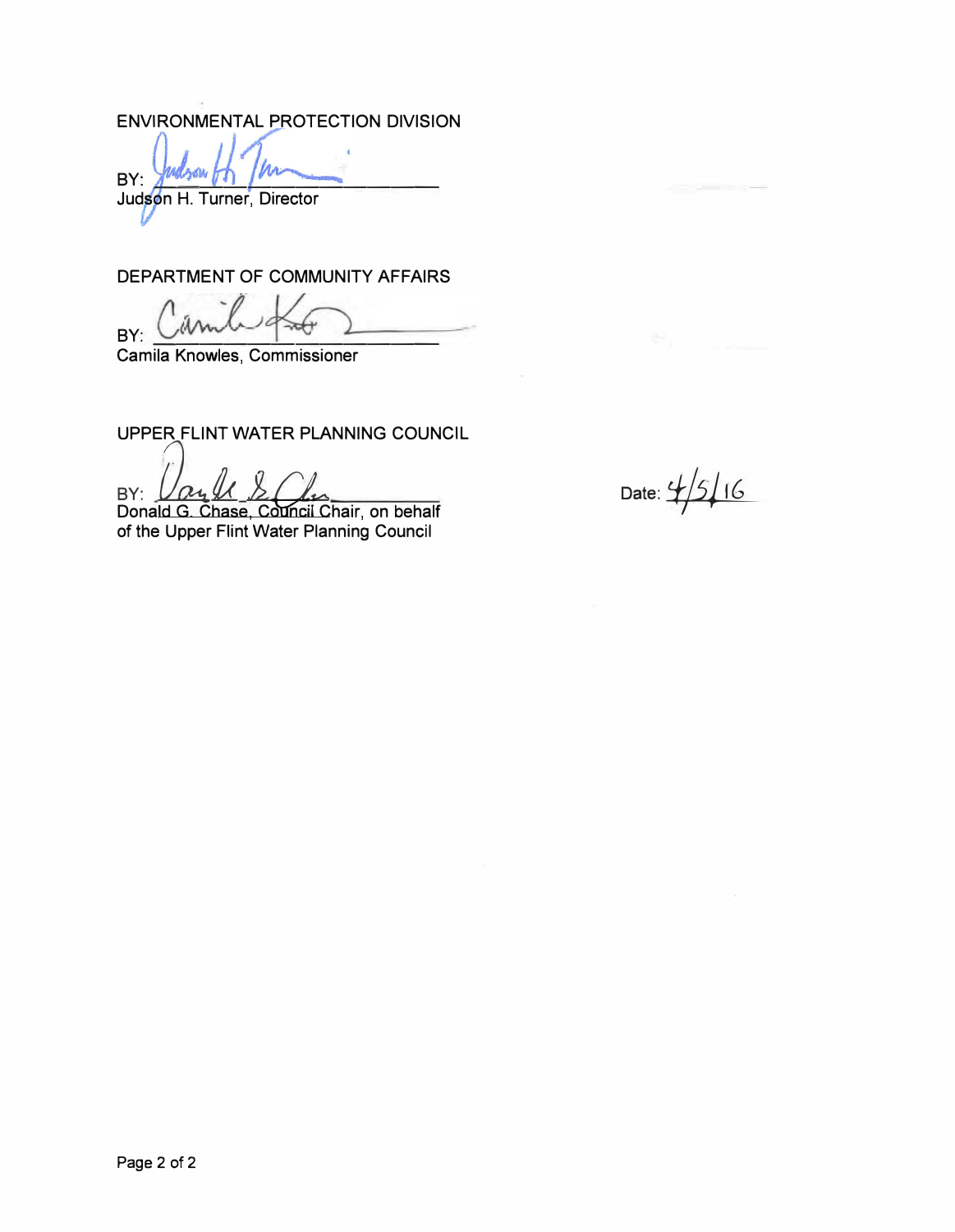ENVIRONMENTAL PROTECTION DIVISION

BY: ______________________________
Judson H. Turner, Director

DEPARTMENT OF COMMUNITY AFFAIRS

BY: ______________________________
Camila Knowles, Commissioner

UPPER FLINT WATER PLANNING COUNCIL

BY: ______________________________
Donald G. Chase, Council Chair, on behalf of the Upper Flint Water Planning Council

Date: 4/5/16